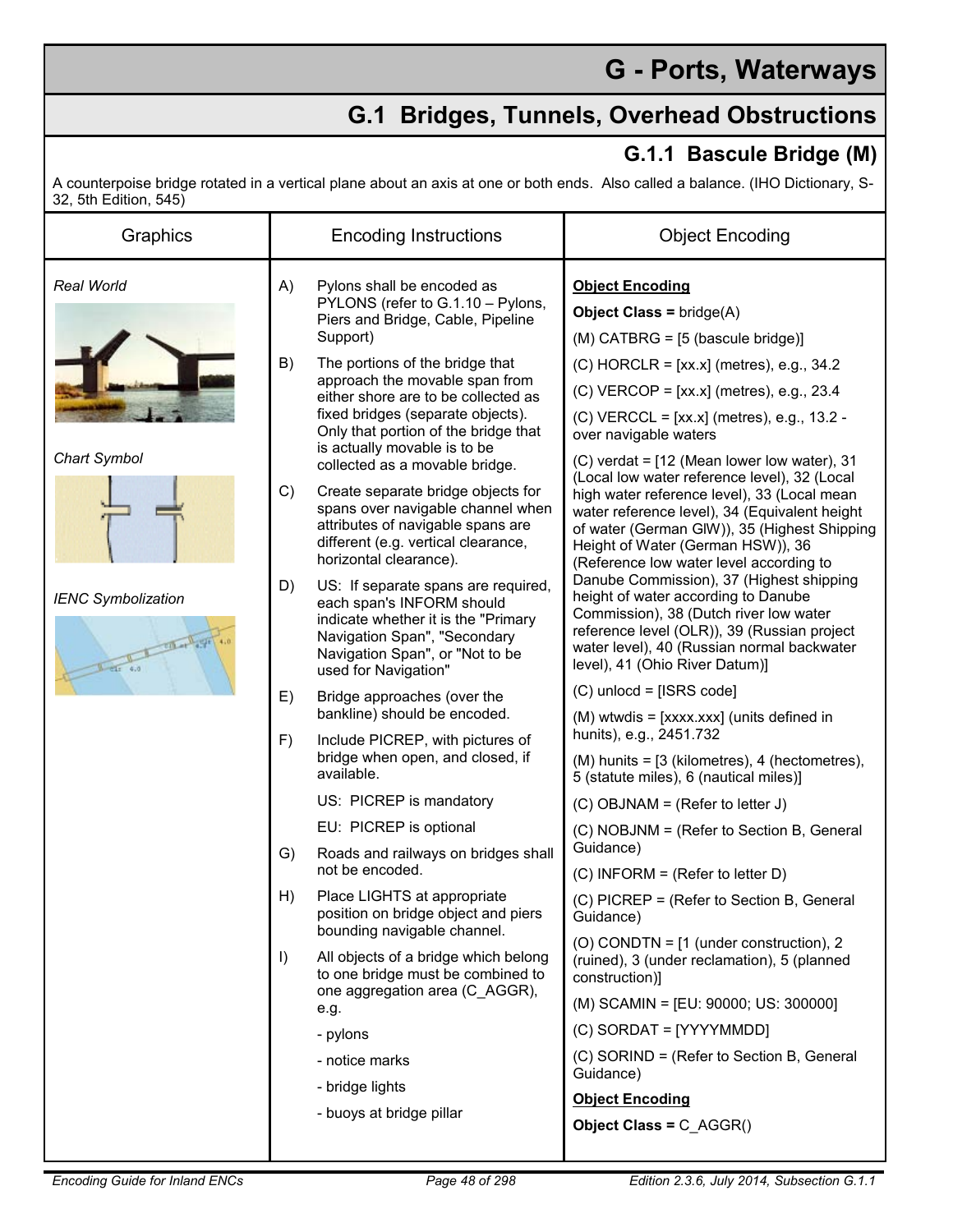# G - Ports, Waterways

## G.1 Bridges, Tunnels, Overhead Obstructions

### G.1.1 Bascule Bridge (M)

A counterpoise bridge rotated in a vertical plane about an axis at one or both ends. Also called a balance. (IHO Dictionary, S-32, 5th Edition, 545)

| Graphics | Encoding Instructions | Object Encoding |
|---|---|---|
| *Real World*<br><br>*Chart Symbol*<br><br>*IENC Symbolization* | A) Pylons shall be encoded as PYLONS (refer to G.1.10 – Pylons, Piers and Bridge, Cable, Pipeline Support)<br><br>B) The portions of the bridge that approach the movable span from either shore are to be collected as fixed bridges (separate objects). Only that portion of the bridge that is actually movable is to be collected as a movable bridge.<br><br>C) Create separate bridge objects for spans over navigable channel when attributes of navigable spans are different (e.g. vertical clearance, horizontal clearance).<br><br>D) US: If separate spans are required, each span's INFORM should indicate whether it is the "Primary Navigation Span", "Secondary Navigation Span", or "Not to be used for Navigation"<br><br>E) Bridge approaches (over the bankline) should be encoded.<br><br>F) Include PICREP, with pictures of bridge when open, and closed, if available.<br>US: PICREP is mandatory<br>EU: PICREP is optional<br><br>G) Roads and railways on bridges shall not be encoded.<br><br>H) Place LIGHTS at appropriate position on bridge object and piers bounding navigable channel.<br><br>I) All objects of a bridge which belong to one bridge must be combined to one aggregation area (C_AGGR), e.g.<br>- pylons<br>- notice marks<br>- bridge lights<br>- buoys at bridge pillar | **Object Encoding**<br>**Object Class =** bridge(A)<br>(M) CATBRG = [5 (bascule bridge)]<br>(C) HORCLR = [xx.x] (metres), e.g., 34.2<br>(C) VERCOP = [xx.x] (metres), e.g., 23.4<br>(C) VERCCL = [xx.x] (metres), e.g., 13.2 - over navigable waters<br>(C) verdat = [12 (Mean lower low water), 31 (Local low water reference level), 32 (Local high water reference level), 33 (Local mean water reference level), 34 (Equivalent height of water (German GlW)), 35 (Highest Shipping Height of Water (German HSW)), 36 (Reference low water level according to Danube Commission), 37 (Highest shipping height of water according to Danube Commission), 38 (Dutch river low water reference level (OLR)), 39 (Russian project water level), 40 (Russian normal backwater level), 41 (Ohio River Datum)]<br>(C) unlocd = [ISRS code]<br>(M) wtwdis = [xxxx.xxx] (units defined in hunits), e.g., 2451.732<br>(M) hunits = [3 (kilometres), 4 (hectometres), 5 (statute miles), 6 (nautical miles)]<br>(C) OBJNAM = (Refer to letter J)<br>(C) NOBJNM = (Refer to Section B, General Guidance)<br>(C) INFORM = (Refer to letter D)<br>(C) PICREP = (Refer to Section B, General Guidance)<br>(O) CONDTN = [1 (under construction), 2 (ruined), 3 (under reclamation), 5 (planned construction)]<br>(M) SCAMIN = [EU: 90000; US: 300000]<br>(C) SORDAT = [YYYYMMDD]<br>(C) SORIND = (Refer to Section B, General Guidance)<br>**Object Encoding**<br>**Object Class =** C_AGGR() |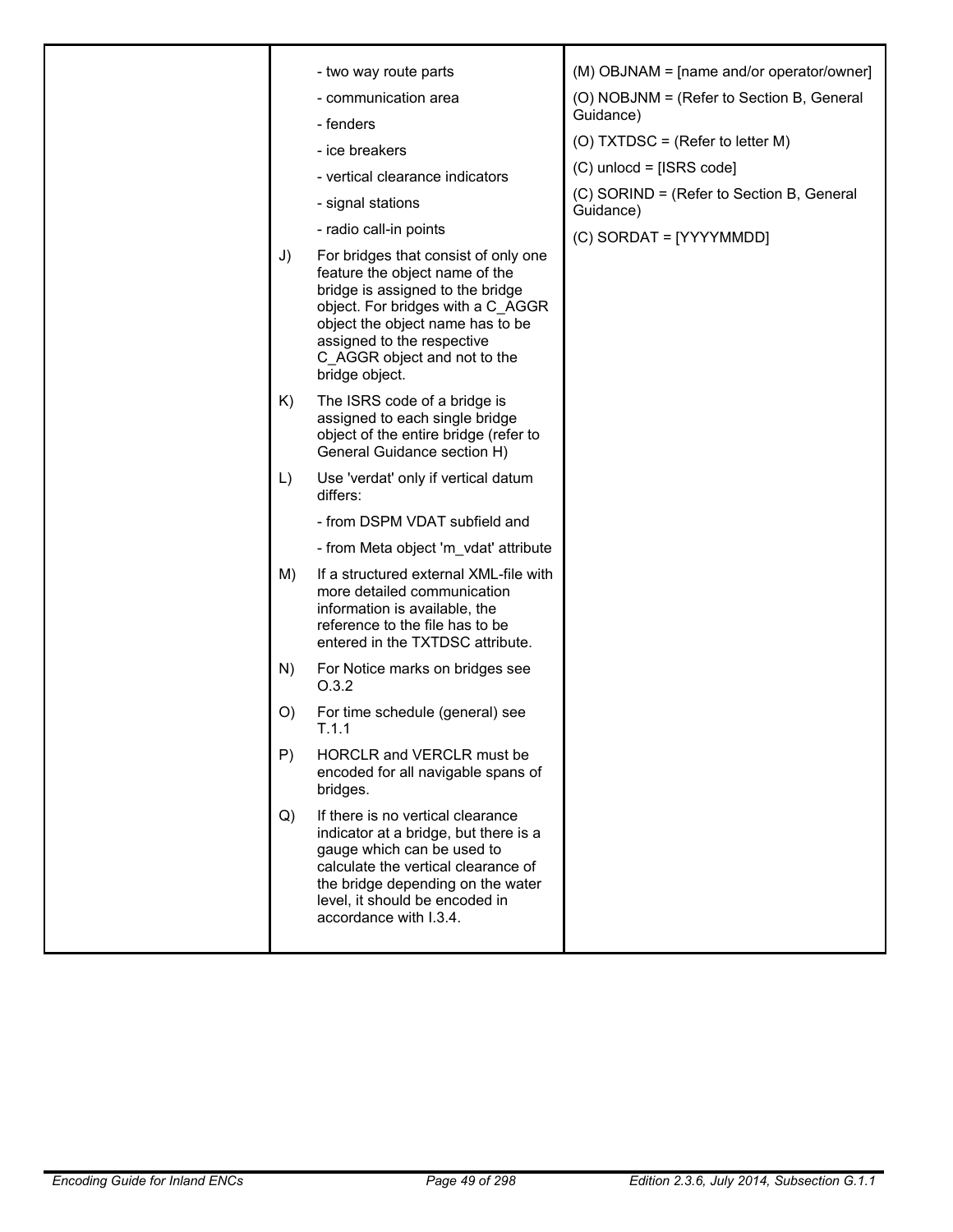| | | |
| --- | --- | --- |
| | - two way route parts<br>- communication area<br>- fenders<br>- ice breakers<br>- vertical clearance indicators<br>- signal stations<br>- radio call-in points<br>J) For bridges that consist of only one feature the object name of the bridge is assigned to the bridge object. For bridges with a C_AGGR object the object name has to be assigned to the respective C_AGGR object and not to the bridge object.<br>K) The ISRS code of a bridge is assigned to each single bridge object of the entire bridge (refer to General Guidance section H)<br>L) Use 'verdat' only if vertical datum differs:<br>- from DSPM VDAT subfield and<br>- from Meta object 'm_vdat' attribute<br>M) If a structured external XML-file with more detailed communication information is available, the reference to the file has to be entered in the TXTDSC attribute.<br>N) For Notice marks on bridges see O.3.2<br>O) For time schedule (general) see T.1.1<br>P) HORCLR and VERCLR must be encoded for all navigable spans of bridges.<br>Q) If there is no vertical clearance indicator at a bridge, but there is a gauge which can be used to calculate the vertical clearance of the bridge depending on the water level, it should be encoded in accordance with I.3.4. | (M) OBJNAM = [name and/or operator/owner]<br>(O) NOBJNM = (Refer to Section B, General Guidance)<br>(O) TXTDSC = (Refer to letter M)<br>(C) unlocd = [ISRS code]<br>(C) SORIND = (Refer to Section B, General Guidance)<br>(C) SORDAT = [YYYYMMDD] |